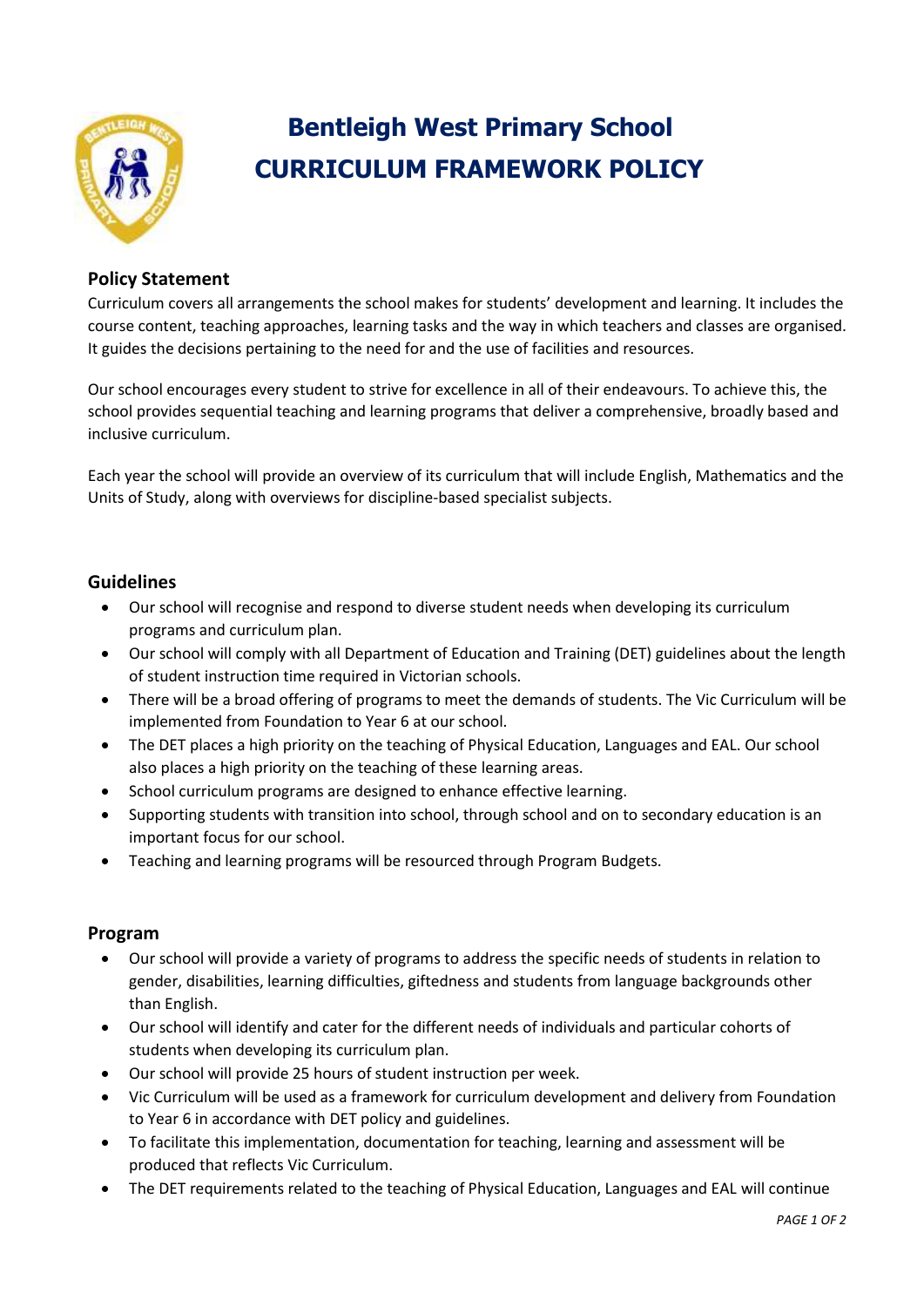# Bentleigh West Primary School
# CURRICULUM FRAMEWORK POLICY

## Policy Statement

Curriculum covers all arrangements the school makes for students' development and learning. It includes the course content, teaching approaches, learning tasks and the way in which teachers and classes are organised. It guides the decisions pertaining to the need for and the use of facilities and resources.

Our school encourages every student to strive for excellence in all of their endeavours. To achieve this, the school provides sequential teaching and learning programs that deliver a comprehensive, broadly based and inclusive curriculum.

Each year the school will provide an overview of its curriculum that will include English, Mathematics and the Units of Study, along with overviews for discipline-based specialist subjects.

## Guidelines

- Our school will recognise and respond to diverse student needs when developing its curriculum programs and curriculum plan.
- Our school will comply with all Department of Education and Training (DET) guidelines about the length of student instruction time required in Victorian schools.
- There will be a broad offering of programs to meet the demands of students. The Vic Curriculum will be implemented from Foundation to Year 6 at our school.
- The DET places a high priority on the teaching of Physical Education, Languages and EAL. Our school also places a high priority on the teaching of these learning areas.
- School curriculum programs are designed to enhance effective learning.
- Supporting students with transition into school, through school and on to secondary education is an important focus for our school.
- Teaching and learning programs will be resourced through Program Budgets.

## Program

- Our school will provide a variety of programs to address the specific needs of students in relation to gender, disabilities, learning difficulties, giftedness and students from language backgrounds other than English.
- Our school will identify and cater for the different needs of individuals and particular cohorts of students when developing its curriculum plan.
- Our school will provide 25 hours of student instruction per week.
- Vic Curriculum will be used as a framework for curriculum development and delivery from Foundation to Year 6 in accordance with DET policy and guidelines.
- To facilitate this implementation, documentation for teaching, learning and assessment will be produced that reflects Vic Curriculum.
- The DET requirements related to the teaching of Physical Education, Languages and EAL will continue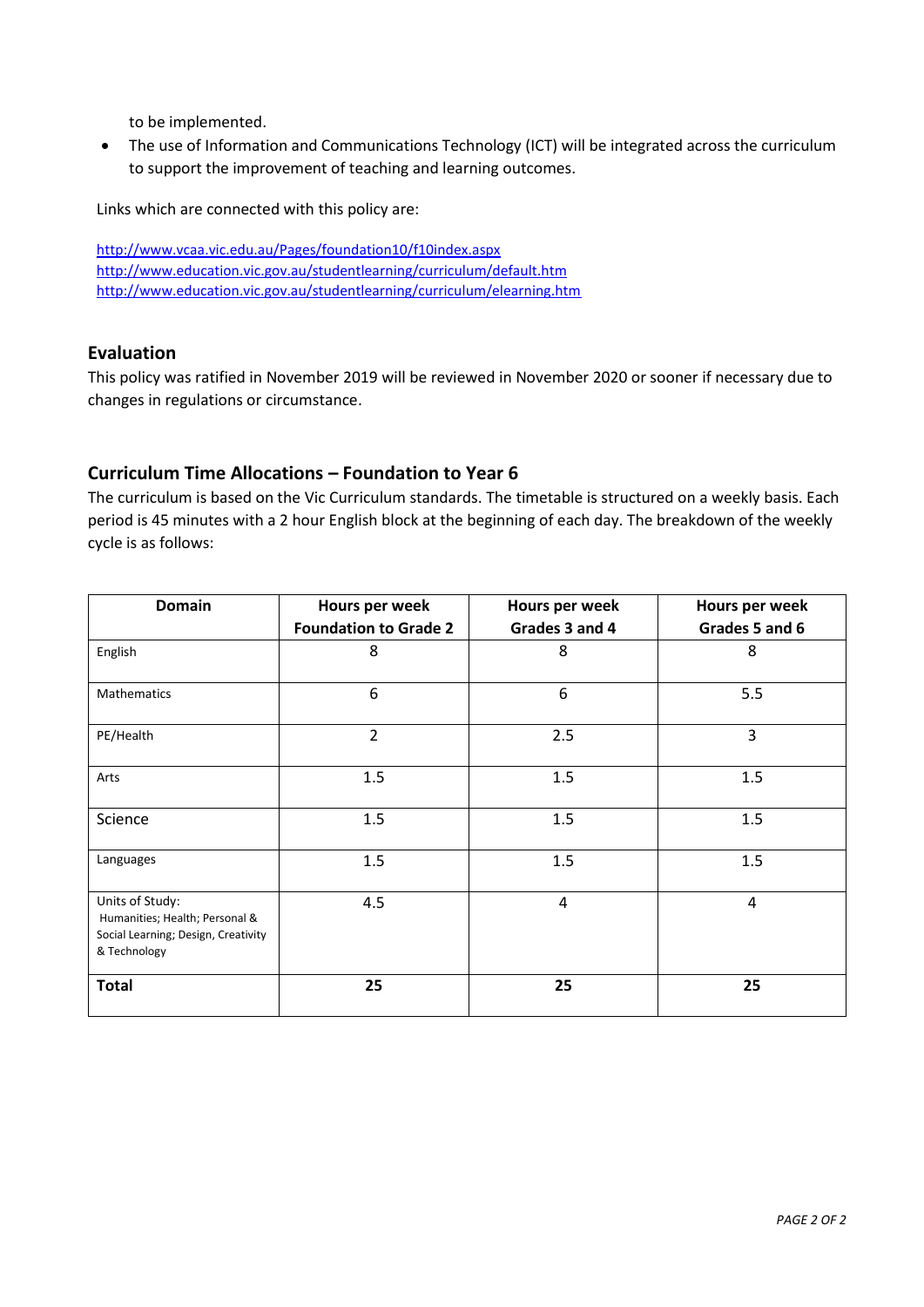to be implemented.

- The use of Information and Communications Technology (ICT) will be integrated across the curriculum to support the improvement of teaching and learning outcomes.

Links which are connected with this policy are:

http://www.vcaa.vic.edu.au/Pages/foundation10/f10index.aspx
http://www.education.vic.gov.au/studentlearning/curriculum/default.htm
http://www.education.vic.gov.au/studentlearning/curriculum/elearning.htm

## Evaluation

This policy was ratified in November 2019 will be reviewed in November 2020 or sooner if necessary due to changes in regulations or circumstance.

## Curriculum Time Allocations – Foundation to Year 6

The curriculum is based on the Vic Curriculum standards. The timetable is structured on a weekly basis. Each period is 45 minutes with a 2 hour English block at the beginning of each day. The breakdown of the weekly cycle is as follows:

| Domain | Hours per week Foundation to Grade 2 | Hours per week Grades 3 and 4 | Hours per week Grades 5 and 6 |
|---|---|---|---|
| English | 8 | 8 | 8 |
| Mathematics | 6 | 6 | 5.5 |
| PE/Health | 2 | 2.5 | 3 |
| Arts | 1.5 | 1.5 | 1.5 |
| Science | 1.5 | 1.5 | 1.5 |
| Languages | 1.5 | 1.5 | 1.5 |
| Units of Study: Humanities; Health; Personal & Social Learning; Design, Creativity & Technology | 4.5 | 4 | 4 |
| **Total** | **25** | **25** | **25** |